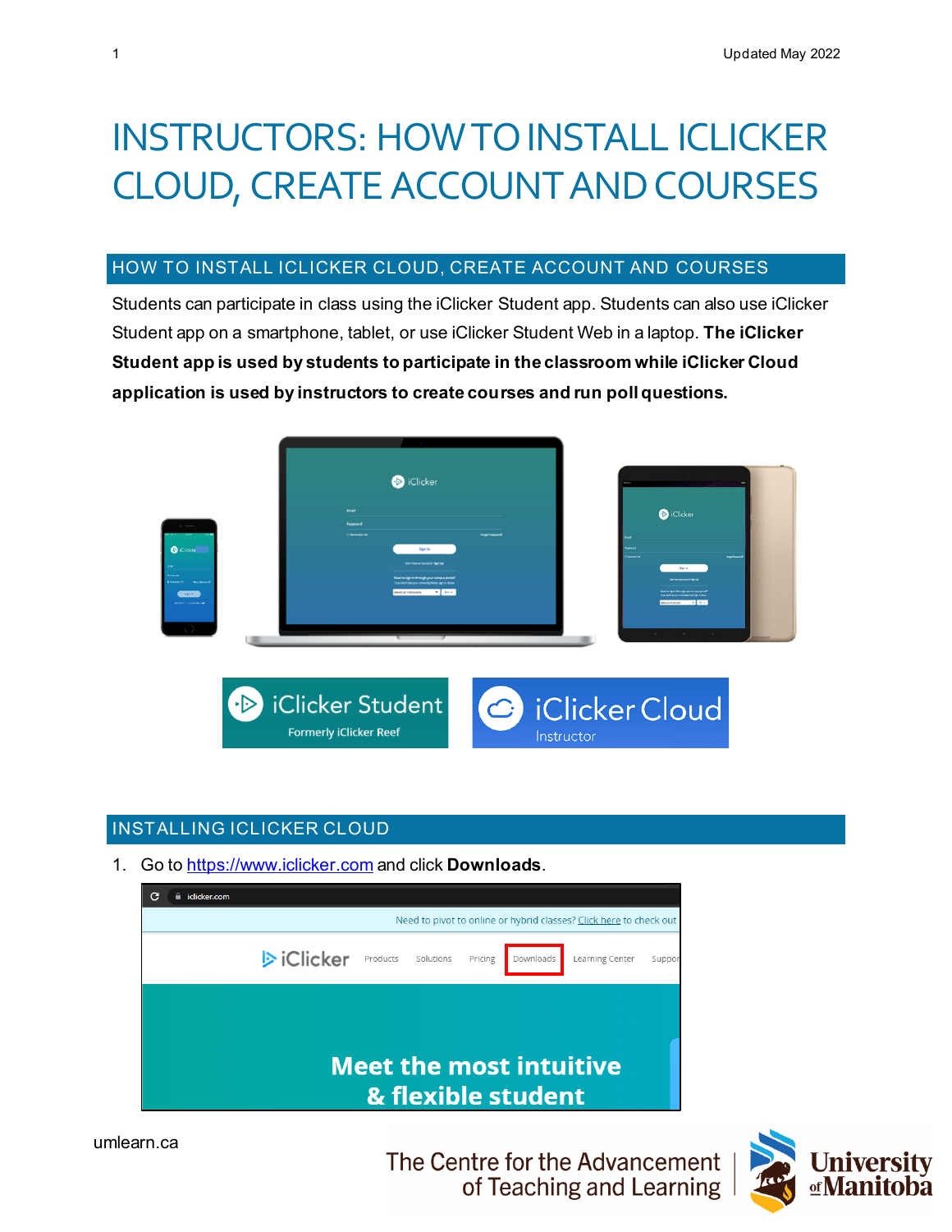# INSTRUCTORS: HOW TO INSTALL ICLICKER CLOUD, CREATE ACCOUNT AND COURSES

## HOW TO INSTALL ICLICKER CLOUD, CREATE ACCOUNT AND COURSES

Students can participate in class using the iClicker Student app. Students can also use iClicker Student app on a smartphone, tablet, or use iClicker Student Web in a laptop. **The iClicker Student app is used by students to participate in the classroom while iClicker Cloud application is used by instructors to create courses and run poll questions.**

## INSTALLING ICLICKER CLOUD

1. Go to https://www.iclicker.com and click **Downloads**.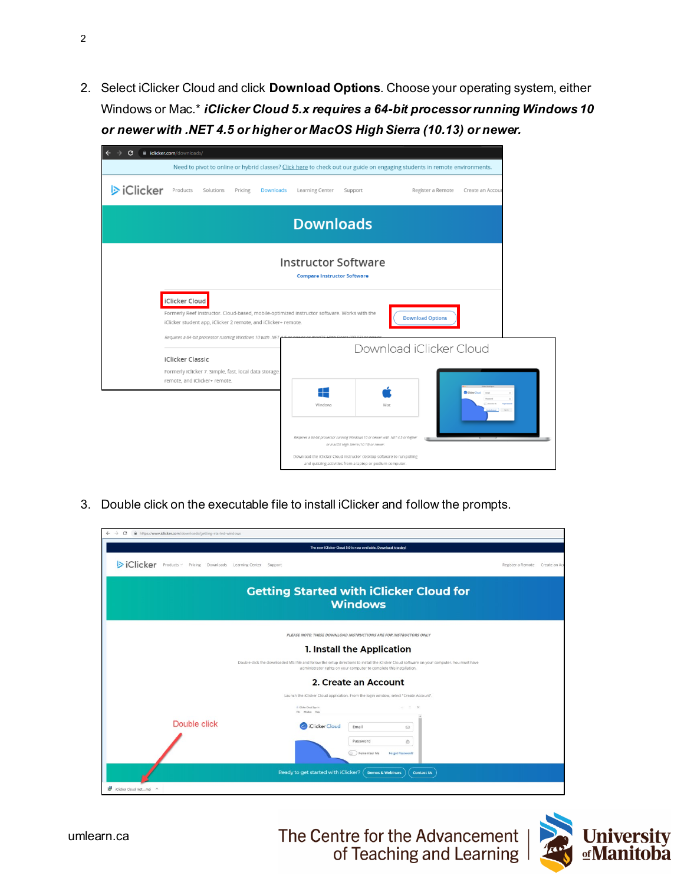2. Select iClicker Cloud and click **Download Options**. Choose your operating system, either Windows or Mac.* ***iClicker Cloud 5.x requires a 64-bit processor running Windows 10 or newer with .NET 4.5 or higher or MacOS High Sierra (10.13) or newer.***

3. Double click on the executable file to install iClicker and follow the prompts.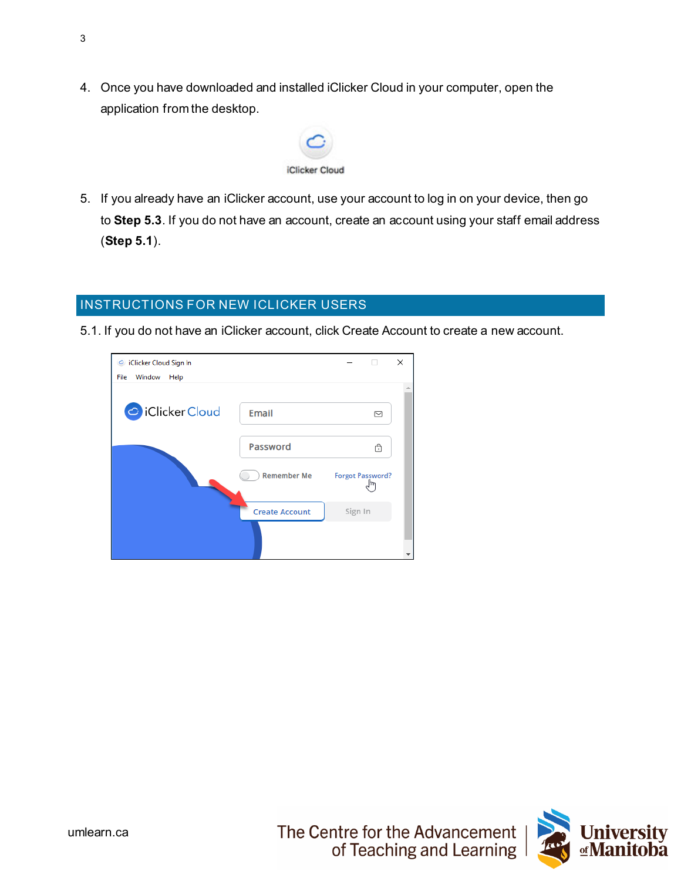4. Once you have downloaded and installed iClicker Cloud in your computer, open the application from the desktop.

5. If you already have an iClicker account, use your account to log in on your device, then go to **Step 5.3**. If you do not have an account, create an account using your staff email address (**Step 5.1**).

## INSTRUCTIONS FOR NEW ICLICKER USERS

5.1. If you do not have an iClicker account, click Create Account to create a new account.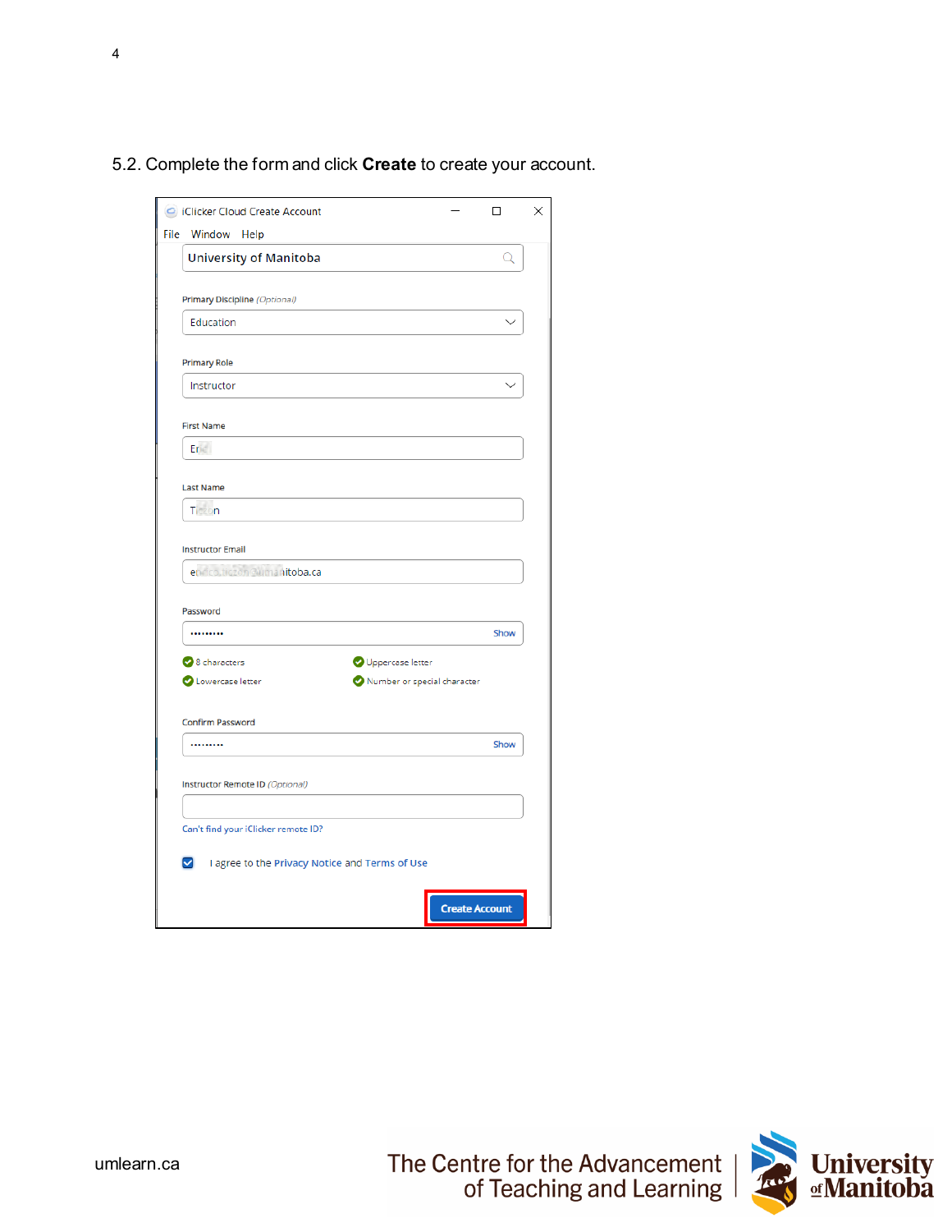5.2. Complete the form and click **Create** to create your account.

iClicker Cloud Create Account

File Window Help

University of Manitoba

Primary Discipline *(Optional)*

Education

Primary Role

Instructor

First Name

Last Name

Instructor Email

Password

Show

8 characters

Uppercase letter

Lowercase letter

Number or special character

Confirm Password

Show

Instructor Remote ID *(Optional)*

Can't find your iClicker remote ID?

I agree to the Privacy Notice and Terms of Use

Create Account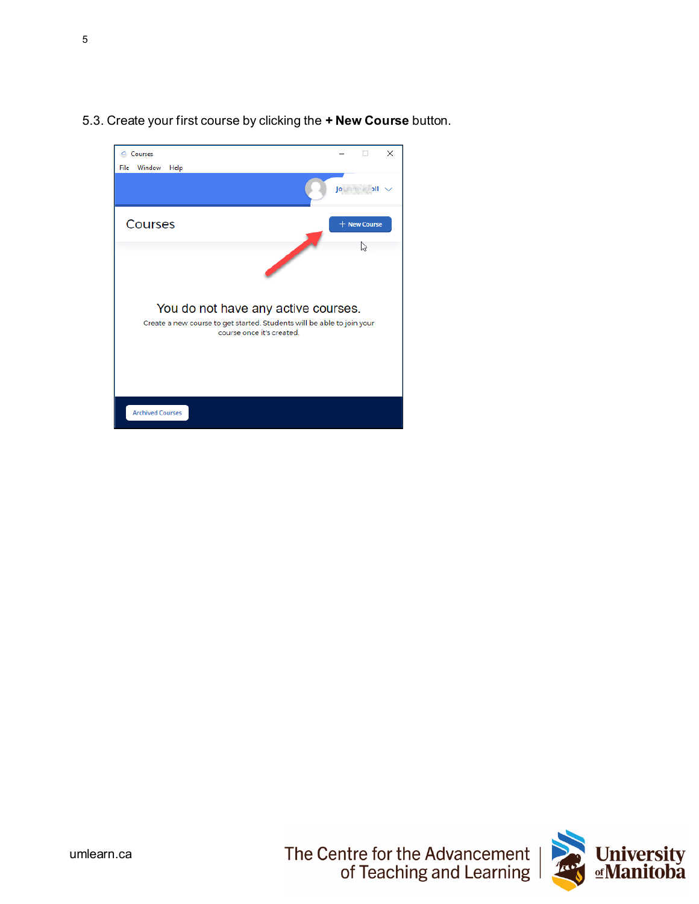5.3. Create your first course by clicking the **+ New Course** button.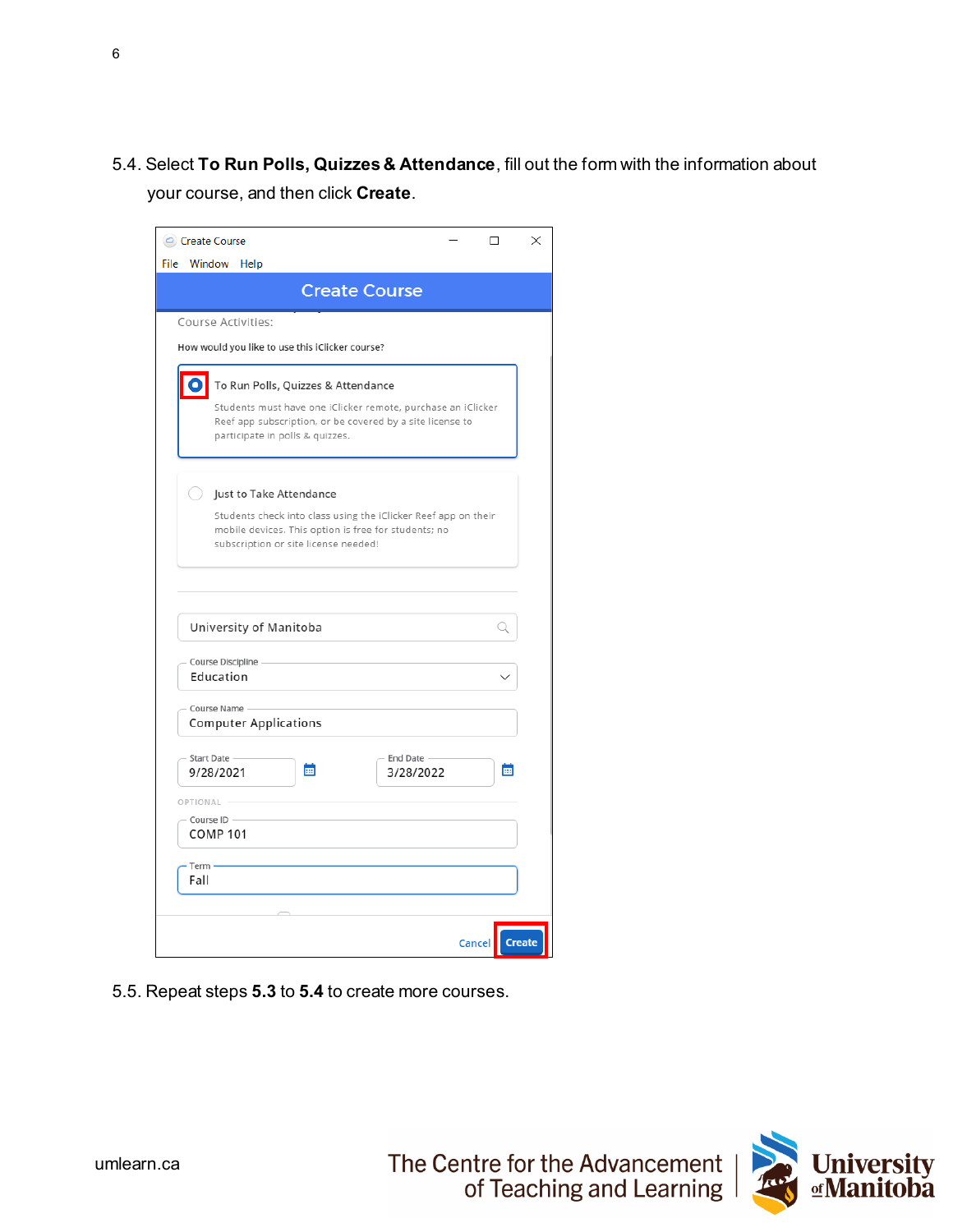5.4. Select **To Run Polls, Quizzes & Attendance**, fill out the form with the information about your course, and then click **Create**.

Create Course

File Window Help

Create Course

Course Activities:

How would you like to use this iClicker course?

To Run Polls, Quizzes & Attendance

Students must have one iClicker remote, purchase an iClicker Reef app subscription, or be covered by a site license to participate in polls & quizzes.

Just to Take Attendance

Students check into class using the iClicker Reef app on their mobile devices. This option is free for students; no subscription or site license needed!

University of Manitoba

Course Discipline
Education

Course Name
Computer Applications

Start Date
9/28/2021

End Date
3/28/2022

OPTIONAL

Course ID
COMP 101

Term
Fall

Cancel Create

5.5. Repeat steps **5.3** to **5.4** to create more courses.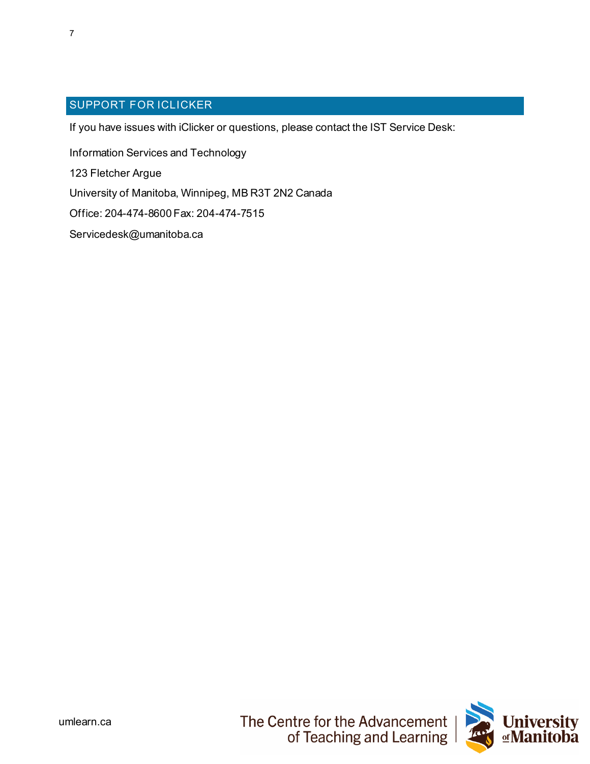## SUPPORT FOR ICLICKER

If you have issues with iClicker or questions, please contact the IST Service Desk:

Information Services and Technology

123 Fletcher Argue

University of Manitoba, Winnipeg, MB R3T 2N2 Canada

Office: 204-474-8600 Fax: 204-474-7515

Servicedesk@umanitoba.ca